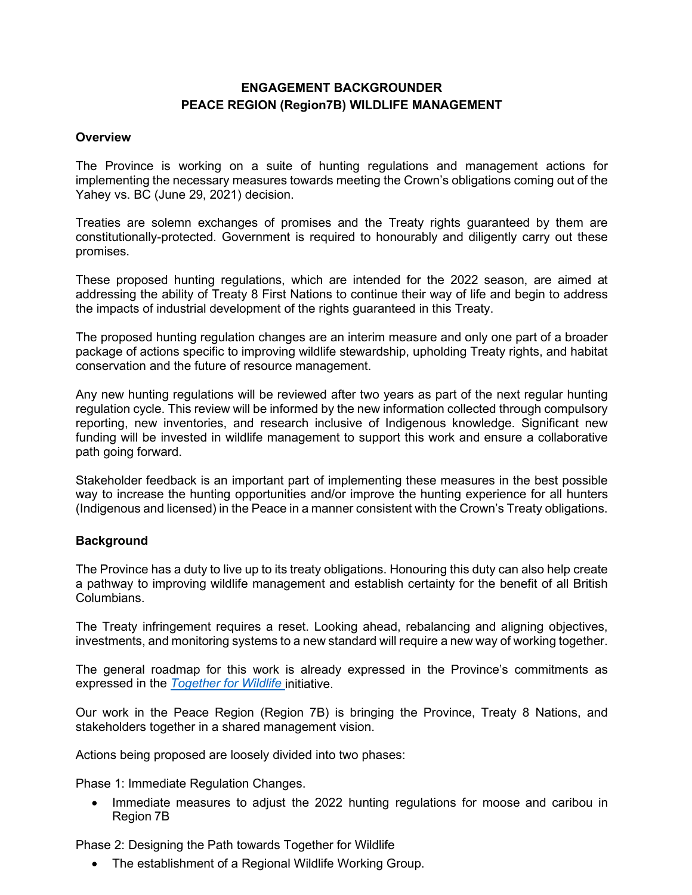# ENGAGEMENT BACKGROUNDER
# PEACE REGION (Region7B) WILDLIFE MANAGEMENT

**Overview**

The Province is working on a suite of hunting regulations and management actions for implementing the necessary measures towards meeting the Crown's obligations coming out of the Yahey vs. BC (June 29, 2021) decision.

Treaties are solemn exchanges of promises and the Treaty rights guaranteed by them are constitutionally-protected. Government is required to honourably and diligently carry out these promises.

These proposed hunting regulations, which are intended for the 2022 season, are aimed at addressing the ability of Treaty 8 First Nations to continue their way of life and begin to address the impacts of industrial development of the rights guaranteed in this Treaty.

The proposed hunting regulation changes are an interim measure and only one part of a broader package of actions specific to improving wildlife stewardship, upholding Treaty rights, and habitat conservation and the future of resource management.

Any new hunting regulations will be reviewed after two years as part of the next regular hunting regulation cycle. This review will be informed by the new information collected through compulsory reporting, new inventories, and research inclusive of Indigenous knowledge. Significant new funding will be invested in wildlife management to support this work and ensure a collaborative path going forward.

Stakeholder feedback is an important part of implementing these measures in the best possible way to increase the hunting opportunities and/or improve the hunting experience for all hunters (Indigenous and licensed) in the Peace in a manner consistent with the Crown's Treaty obligations.

**Background**

The Province has a duty to live up to its treaty obligations. Honouring this duty can also help create a pathway to improving wildlife management and establish certainty for the benefit of all British Columbians.

The Treaty infringement requires a reset. Looking ahead, rebalancing and aligning objectives, investments, and monitoring systems to a new standard will require a new way of working together.

The general roadmap for this work is already expressed in the Province's commitments as expressed in the *Together for Wildlife* initiative.

Our work in the Peace Region (Region 7B) is bringing the Province, Treaty 8 Nations, and stakeholders together in a shared management vision.

Actions being proposed are loosely divided into two phases:

Phase 1: Immediate Regulation Changes.

- Immediate measures to adjust the 2022 hunting regulations for moose and caribou in Region 7B

Phase 2: Designing the Path towards Together for Wildlife

- The establishment of a Regional Wildlife Working Group.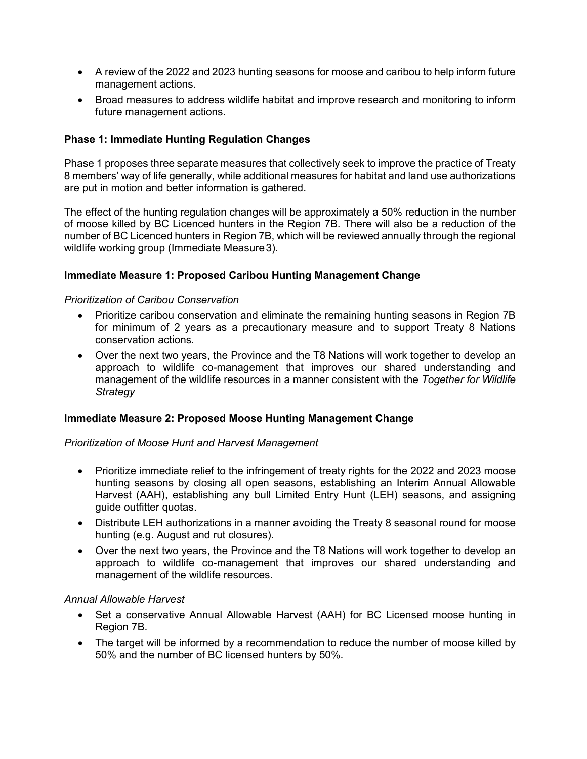- A review of the 2022 and 2023 hunting seasons for moose and caribou to help inform future management actions.
- Broad measures to address wildlife habitat and improve research and monitoring to inform future management actions.

**Phase 1: Immediate Hunting Regulation Changes**

Phase 1 proposes three separate measures that collectively seek to improve the practice of Treaty 8 members' way of life generally, while additional measures for habitat and land use authorizations are put in motion and better information is gathered.

The effect of the hunting regulation changes will be approximately a 50% reduction in the number of moose killed by BC Licenced hunters in the Region 7B. There will also be a reduction of the number of BC Licenced hunters in Region 7B, which will be reviewed annually through the regional wildlife working group (Immediate Measure 3).

**Immediate Measure 1: Proposed Caribou Hunting Management Change**

*Prioritization of Caribou Conservation*

- Prioritize caribou conservation and eliminate the remaining hunting seasons in Region 7B for minimum of 2 years as a precautionary measure and to support Treaty 8 Nations conservation actions.
- Over the next two years, the Province and the T8 Nations will work together to develop an approach to wildlife co-management that improves our shared understanding and management of the wildlife resources in a manner consistent with the *Together for Wildlife Strategy*

**Immediate Measure 2: Proposed Moose Hunting Management Change**

*Prioritization of Moose Hunt and Harvest Management*

- Prioritize immediate relief to the infringement of treaty rights for the 2022 and 2023 moose hunting seasons by closing all open seasons, establishing an Interim Annual Allowable Harvest (AAH), establishing any bull Limited Entry Hunt (LEH) seasons, and assigning guide outfitter quotas.
- Distribute LEH authorizations in a manner avoiding the Treaty 8 seasonal round for moose hunting (e.g. August and rut closures).
- Over the next two years, the Province and the T8 Nations will work together to develop an approach to wildlife co-management that improves our shared understanding and management of the wildlife resources.

*Annual Allowable Harvest*

- Set a conservative Annual Allowable Harvest (AAH) for BC Licensed moose hunting in Region 7B.
- The target will be informed by a recommendation to reduce the number of moose killed by 50% and the number of BC licensed hunters by 50%.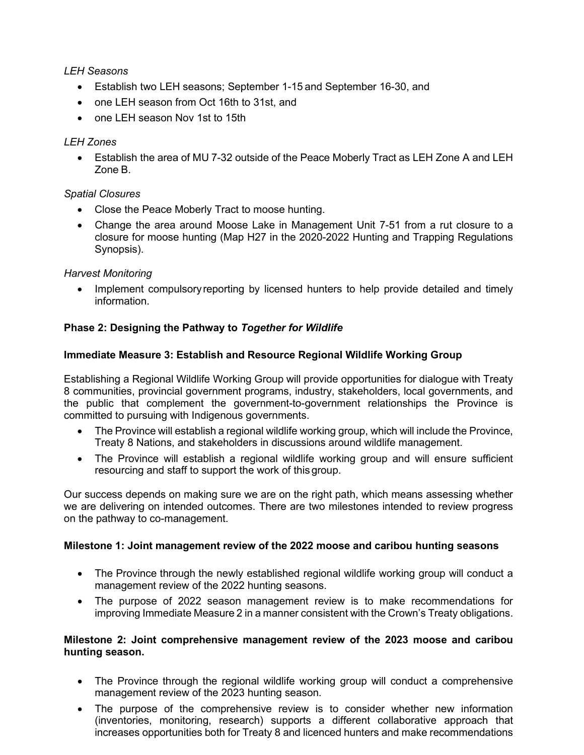*LEH Seasons*

- Establish two LEH seasons; September 1-15 and September 16-30, and
- one LEH season from Oct 16th to 31st, and
- one LEH season Nov 1st to 15th

*LEH Zones*

- Establish the area of MU 7-32 outside of the Peace Moberly Tract as LEH Zone A and LEH Zone B.

*Spatial Closures*

- Close the Peace Moberly Tract to moose hunting.
- Change the area around Moose Lake in Management Unit 7-51 from a rut closure to a closure for moose hunting (Map H27 in the 2020-2022 Hunting and Trapping Regulations Synopsis).

*Harvest Monitoring*

- Implement compulsory reporting by licensed hunters to help provide detailed and timely information.

**Phase 2: Designing the Pathway to *Together for Wildlife***

**Immediate Measure 3: Establish and Resource Regional Wildlife Working Group**

Establishing a Regional Wildlife Working Group will provide opportunities for dialogue with Treaty 8 communities, provincial government programs, industry, stakeholders, local governments, and the public that complement the government-to-government relationships the Province is committed to pursuing with Indigenous governments.

- The Province will establish a regional wildlife working group, which will include the Province, Treaty 8 Nations, and stakeholders in discussions around wildlife management.
- The Province will establish a regional wildlife working group and will ensure sufficient resourcing and staff to support the work of this group.

Our success depends on making sure we are on the right path, which means assessing whether we are delivering on intended outcomes. There are two milestones intended to review progress on the pathway to co-management.

**Milestone 1: Joint management review of the 2022 moose and caribou hunting seasons**

- The Province through the newly established regional wildlife working group will conduct a management review of the 2022 hunting seasons.
- The purpose of 2022 season management review is to make recommendations for improving Immediate Measure 2 in a manner consistent with the Crown's Treaty obligations.

**Milestone 2: Joint comprehensive management review of the 2023 moose and caribou hunting season.**

- The Province through the regional wildlife working group will conduct a comprehensive management review of the 2023 hunting season.
- The purpose of the comprehensive review is to consider whether new information (inventories, monitoring, research) supports a different collaborative approach that increases opportunities both for Treaty 8 and licenced hunters and make recommendations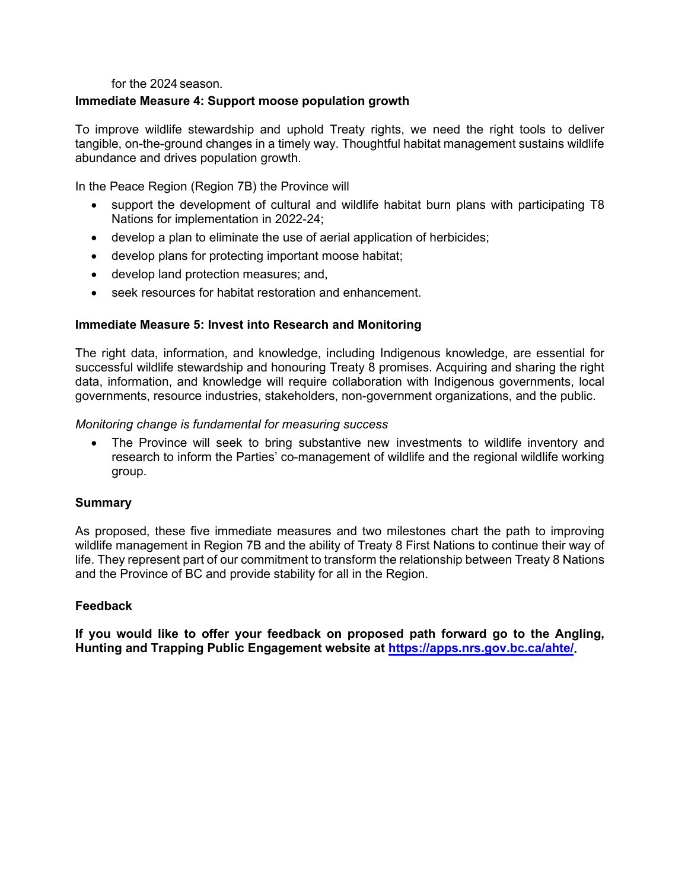for the 2024 season.

**Immediate Measure 4: Support moose population growth**

To improve wildlife stewardship and uphold Treaty rights, we need the right tools to deliver tangible, on-the-ground changes in a timely way. Thoughtful habitat management sustains wildlife abundance and drives population growth.

In the Peace Region (Region 7B) the Province will

- support the development of cultural and wildlife habitat burn plans with participating T8 Nations for implementation in 2022-24;
- develop a plan to eliminate the use of aerial application of herbicides;
- develop plans for protecting important moose habitat;
- develop land protection measures; and,
- seek resources for habitat restoration and enhancement.

**Immediate Measure 5: Invest into Research and Monitoring**

The right data, information, and knowledge, including Indigenous knowledge, are essential for successful wildlife stewardship and honouring Treaty 8 promises. Acquiring and sharing the right data, information, and knowledge will require collaboration with Indigenous governments, local governments, resource industries, stakeholders, non-government organizations, and the public.

*Monitoring change is fundamental for measuring success*

- The Province will seek to bring substantive new investments to wildlife inventory and research to inform the Parties' co-management of wildlife and the regional wildlife working group.

**Summary**

As proposed, these five immediate measures and two milestones chart the path to improving wildlife management in Region 7B and the ability of Treaty 8 First Nations to continue their way of life. They represent part of our commitment to transform the relationship between Treaty 8 Nations and the Province of BC and provide stability for all in the Region.

**Feedback**

**If you would like to offer your feedback on proposed path forward go to the Angling, Hunting and Trapping Public Engagement website at https://apps.nrs.gov.bc.ca/ahte/.**